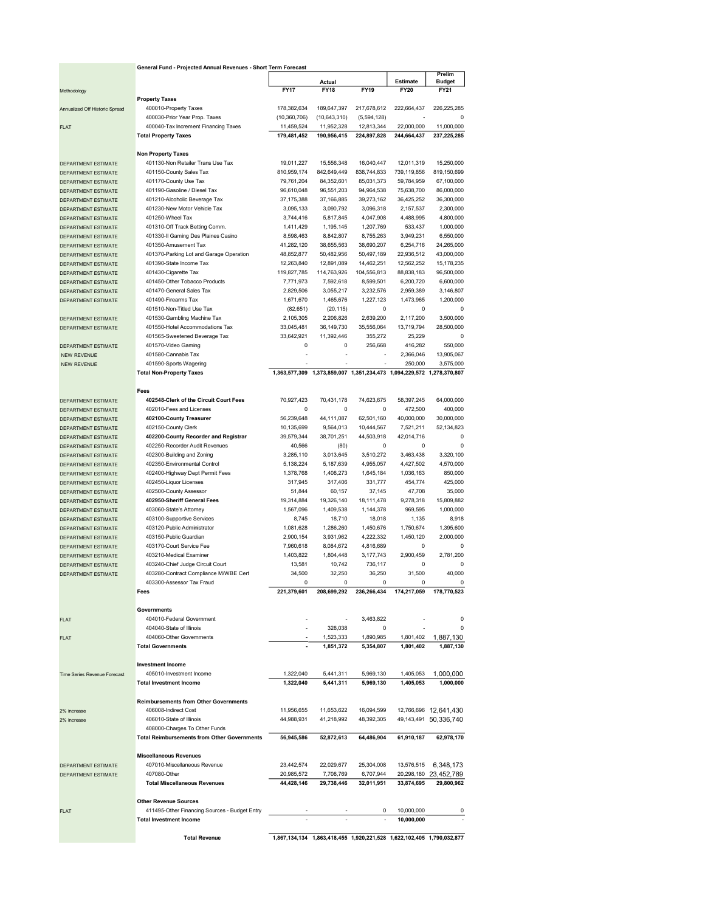## General Fund - Projected Annual Revenues - Short Term Forecast

| Methodology | | Actual FY17 | Actual FY18 | Actual FY19 | Estimate FY20 | Prelim Budget FY21 |
|---|---|---|---|---|---|---|
| | **Property Taxes** | | | | | |
| Annualized Off Historic Spread | 400010-Property Taxes | 178,382,634 | 189,647,397 | 217,678,612 | 222,664,437 | 226,225,285 |
| | 400030-Prior Year Prop. Taxes | (10,360,706) | (10,643,310) | (5,594,128) | - | 0 |
| FLAT | 400040-Tax Increment Financing Taxes | 11,459,524 | 11,952,328 | 12,813,344 | 22,000,000 | 11,000,000 |
| | **Total Property Taxes** | **179,481,452** | **190,956,415** | **224,897,828** | **244,664,437** | **237,225,285** |
| | **Non Property Taxes** | | | | | |
| DEPARTMENT ESTIMATE | 401130-Non Retailer Trans Use Tax | 19,011,227 | 15,556,348 | 16,040,447 | 12,011,319 | 15,250,000 |
| DEPARTMENT ESTIMATE | 401150-County Sales Tax | 810,959,174 | 842,649,449 | 838,744,833 | 739,119,856 | 819,150,699 |
| DEPARTMENT ESTIMATE | 401170-County Use Tax | 79,761,204 | 84,352,601 | 85,031,373 | 59,784,959 | 67,100,000 |
| DEPARTMENT ESTIMATE | 401190-Gasoline / Diesel Tax | 96,610,048 | 96,551,203 | 94,964,538 | 75,638,700 | 86,000,000 |
| DEPARTMENT ESTIMATE | 401210-Alcoholic Beverage Tax | 37,175,388 | 37,166,885 | 39,273,162 | 36,425,252 | 36,300,000 |
| DEPARTMENT ESTIMATE | 401230-New Motor Vehicle Tax | 3,095,133 | 3,090,792 | 3,096,318 | 2,157,537 | 2,300,000 |
| DEPARTMENT ESTIMATE | 401250-Wheel Tax | 3,744,416 | 5,817,845 | 4,047,908 | 4,488,995 | 4,800,000 |
| DEPARTMENT ESTIMATE | 401310-Off Track Betting Comm. | 1,411,429 | 1,195,145 | 1,207,769 | 533,437 | 1,000,000 |
| DEPARTMENT ESTIMATE | 401330-Il Gaming Des Plaines Casino | 8,598,463 | 8,842,807 | 8,755,263 | 3,949,231 | 6,550,000 |
| DEPARTMENT ESTIMATE | 401350-Amusement Tax | 41,282,120 | 38,655,563 | 38,690,207 | 6,254,716 | 24,265,000 |
| DEPARTMENT ESTIMATE | 401370-Parking Lot and Garage Operation | 48,852,877 | 50,482,956 | 50,497,189 | 22,936,512 | 43,000,000 |
| DEPARTMENT ESTIMATE | 401390-State Income Tax | 12,263,840 | 12,891,089 | 14,462,251 | 12,562,252 | 15,178,235 |
| DEPARTMENT ESTIMATE | 401430-Cigarette Tax | 119,827,785 | 114,763,926 | 104,556,813 | 88,838,183 | 96,500,000 |
| DEPARTMENT ESTIMATE | 401450-Other Tobacco Products | 7,771,973 | 7,592,618 | 8,599,501 | 6,200,720 | 6,600,000 |
| DEPARTMENT ESTIMATE | 401470-General Sales Tax | 2,829,506 | 3,055,217 | 3,232,576 | 2,959,389 | 3,146,807 |
| DEPARTMENT ESTIMATE | 401490-Firearms Tax | 1,671,670 | 1,465,676 | 1,227,123 | 1,473,965 | 1,200,000 |
| | 401510-Non-Titled Use Tax | (82,651) | (20,115) | 0 | 0 | 0 |
| DEPARTMENT ESTIMATE | 401530-Gambling Machine Tax | 2,105,305 | 2,206,826 | 2,639,200 | 2,117,200 | 3,500,000 |
| DEPARTMENT ESTIMATE | 401550-Hotel Accommodations Tax | 33,045,481 | 36,149,730 | 35,556,064 | 13,719,794 | 28,500,000 |
| | 401565-Sweetened Beverage Tax | 33,642,921 | 11,392,446 | 355,272 | 25,229 | 0 |
| DEPARTMENT ESTIMATE | 401570-Video Gaming | 0 | 0 | 256,668 | 416,282 | 550,000 |
| NEW REVENUE | 401580-Cannabis Tax | - | - | - | 2,366,046 | 13,905,067 |
| NEW REVENUE | 401590-Sports Wagering | - | - | - | 250,000 | 3,575,000 |
| | **Total Non-Property Taxes** | **1,363,577,309** | **1,373,859,007** | **1,351,234,473** | **1,094,229,572** | **1,278,370,807** |
| | **Fees** | | | | | |
| DEPARTMENT ESTIMATE | **402548-Clerk of the Circuit Court Fees** | 70,927,423 | 70,431,178 | 74,623,675 | 58,397,245 | 64,000,000 |
| DEPARTMENT ESTIMATE | 402010-Fees and Licenses | 0 | 0 | 0 | 472,500 | 400,000 |
| DEPARTMENT ESTIMATE | **402100-County Treasurer** | 56,239,648 | 44,111,087 | 62,501,160 | 40,000,000 | 30,000,000 |
| DEPARTMENT ESTIMATE | 402150-County Clerk | 10,135,699 | 9,564,013 | 10,444,567 | 7,521,211 | 52,134,823 |
| DEPARTMENT ESTIMATE | **402200-County Recorder and Registrar** | 39,579,344 | 38,701,251 | 44,503,918 | 42,014,716 | 0 |
| DEPARTMENT ESTIMATE | 402250-Recorder Audit Revenues | 40,566 | (80) | 0 | 0 | 0 |
| DEPARTMENT ESTIMATE | 402300-Building and Zoning | 3,285,110 | 3,013,645 | 3,510,272 | 3,463,438 | 3,320,100 |
| DEPARTMENT ESTIMATE | 402350-Environmental Control | 5,138,224 | 5,187,639 | 4,955,057 | 4,427,502 | 4,570,000 |
| DEPARTMENT ESTIMATE | 402400-Highway Dept Permit Fees | 1,378,768 | 1,408,273 | 1,645,184 | 1,036,163 | 850,000 |
| DEPARTMENT ESTIMATE | 402450-Liquor Licenses | 317,945 | 317,406 | 331,777 | 454,774 | 425,000 |
| DEPARTMENT ESTIMATE | 402500-County Assessor | 51,844 | 60,157 | 37,145 | 47,708 | 35,000 |
| DEPARTMENT ESTIMATE | **402950-Sheriff General Fees** | 19,314,884 | 19,326,140 | 18,111,478 | 9,278,318 | 15,809,882 |
| DEPARTMENT ESTIMATE | 403060-State's Attorney | 1,567,096 | 1,409,538 | 1,144,378 | 969,595 | 1,000,000 |
| DEPARTMENT ESTIMATE | 403100-Supportive Services | 8,745 | 18,710 | 18,018 | 1,135 | 8,918 |
| DEPARTMENT ESTIMATE | 403120-Public Administrator | 1,081,628 | 1,286,260 | 1,450,676 | 1,750,674 | 1,395,600 |
| DEPARTMENT ESTIMATE | 403150-Public Guardian | 2,900,154 | 3,931,962 | 4,222,332 | 1,450,120 | 2,000,000 |
| DEPARTMENT ESTIMATE | 403170-Court Service Fee | 7,960,618 | 8,084,672 | 4,816,689 | 0 | 0 |
| DEPARTMENT ESTIMATE | 403210-Medical Examiner | 1,403,822 | 1,804,448 | 3,177,743 | 2,900,459 | 2,781,200 |
| DEPARTMENT ESTIMATE | 403240-Chief Judge Circuit Court | 13,581 | 10,742 | 736,117 | 0 | 0 |
| DEPARTMENT ESTIMATE | 403280-Contract Compliance M/WBE Cert | 34,500 | 32,250 | 36,250 | 31,500 | 40,000 |
| | 403300-Assessor Tax Fraud | 0 | 0 | 0 | 0 | 0 |
| | **Fees** | **221,379,601** | **208,699,292** | **236,266,434** | **174,217,059** | **178,770,523** |
| | **Governments** | | | | | |
| FLAT | 404010-Federal Government | - | - | 3,463,822 | - | 0 |
| | 404040-State of Illinois | - | 328,038 | 0 | - | 0 |
| FLAT | 404060-Other Governments | - | 1,523,333 | 1,890,985 | 1,801,402 | 1,887,130 |
| | **Total Governments** | **-** | **1,851,372** | **5,354,807** | **1,801,402** | **1,887,130** |
| | **Investment Income** | | | | | |
| Time Series Revenue Forecast | 405010-Investment Income | 1,322,040 | 5,441,311 | 5,969,130 | 1,405,053 | 1,000,000 |
| | **Total Investment Income** | **1,322,040** | **5,441,311** | **5,969,130** | **1,405,053** | **1,000,000** |
| | **Reimbursements from Other Governments** | | | | | |
| 2% increase | 406008-Indirect Cost | 11,956,655 | 11,653,622 | 16,094,599 | 12,766,696 | 12,641,430 |
| 2% increase | 406010-State of Illinois | 44,988,931 | 41,218,992 | 48,392,305 | 49,143,491 | 50,336,740 |
| | 408000-Charges To Other Funds | | | | | |
| | **Total Reimbursements from Other Governments** | **56,945,586** | **52,872,613** | **64,486,904** | **61,910,187** | **62,978,170** |
| | **Miscellaneous Revenues** | | | | | |
| DEPARTMENT ESTIMATE | 407010-Miscellaneous Revenue | 23,442,574 | 22,029,677 | 25,304,008 | 13,576,515 | 6,348,173 |
| DEPARTMENT ESTIMATE | 407080-Other | 20,985,572 | 7,708,769 | 6,707,944 | 20,298,180 | 23,452,789 |
| | **Total Miscellaneous Revenues** | **44,428,146** | **29,738,446** | **32,011,951** | **33,874,695** | **29,800,962** |
| | **Other Revenue Sources** | | | | | |
| FLAT | 411495-Other Financing Sources - Budget Entry | - | - | 0 | 10,000,000 | 0 |
| | **Total Investment Income** | **-** | **-** | **-** | **10,000,000** | **-** |
| | **Total Revenue** | **1,867,134,134** | **1,863,418,455** | **1,920,221,528** | **1,622,102,405** | **1,790,032,877** |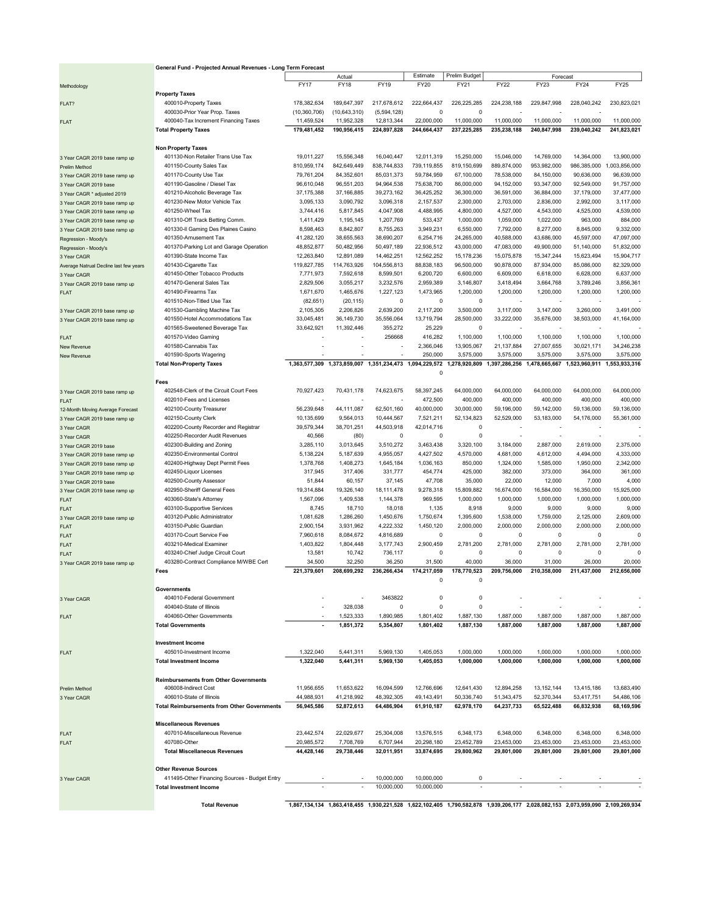## General Fund - Projected Annual Revenues - Long Term Forecast

| Methodology | | Actual | | | Estimate | Prelim Budget | Forecast | | | |
|---|---|---|---|---|---|---|---|---|---|---|
| | | FY17 | FY18 | FY19 | FY20 | FY21 | FY22 | FY23 | FY24 | FY25 |
| | **Property Taxes** | | | | | | | | | |
| FLAT? | 400010-Property Taxes | 178,382,634 | 189,647,397 | 217,678,612 | 222,664,437 | 226,225,285 | 224,238,188 | 229,847,998 | 228,040,242 | 230,823,021 |
| | 400030-Prior Year Prop. Taxes | (10,360,706) | (10,643,310) | (5,594,128) | 0 | 0 | - | - | - | |
| FLAT | 400040-Tax Increment Financing Taxes | 11,459,524 | 11,952,328 | 12,813,344 | 22,000,000 | 11,000,000 | 11,000,000 | 11,000,000 | 11,000,000 | 11,000,000 |
| | **Total Property Taxes** | **179,481,452** | **190,956,415** | **224,897,828** | **244,664,437** | **237,225,285** | **235,238,188** | **240,847,998** | **239,040,242** | **241,823,021** |
| | **Non Property Taxes** | | | | | | | | | |
| 3 Year CAGR 2019 base ramp up | 401130-Non Retailer Trans Use Tax | 19,011,227 | 15,556,348 | 16,040,447 | 12,011,319 | 15,250,000 | 15,046,000 | 14,769,000 | 14,364,000 | 13,900,000 |
| Prelim Method | 401150-County Sales Tax | 810,959,174 | 842,649,449 | 838,744,833 | 739,119,855 | 819,150,699 | 889,874,000 | 953,982,000 | 986,385,000 | 1,003,856,000 |
| 3 Year CAGR 2019 base ramp up | 401170-County Use Tax | 79,761,204 | 84,352,601 | 85,031,373 | 59,784,959 | 67,100,000 | 78,538,000 | 84,150,000 | 90,636,000 | 96,639,000 |
| 3 Year CAGR 2019 base | 401190-Gasoline / Diesel Tax | 96,610,048 | 96,551,203 | 94,964,538 | 75,638,700 | 86,000,000 | 94,152,000 | 93,347,000 | 92,549,000 | 91,757,000 |
| 3 Year CAGR * adjusted 2019 | 401210-Alcoholic Beverage Tax | 37,175,388 | 37,166,885 | 39,273,162 | 36,425,252 | 36,300,000 | 36,591,000 | 36,884,000 | 37,179,000 | 37,477,000 |
| 3 Year CAGR 2019 base ramp up | 401230-New Motor Vehicle Tax | 3,095,133 | 3,090,792 | 3,096,318 | 2,157,537 | 2,300,000 | 2,703,000 | 2,836,000 | 2,992,000 | 3,117,000 |
| 3 Year CAGR 2019 base ramp up | 401250-Wheel Tax | 3,744,416 | 5,817,845 | 4,047,908 | 4,488,995 | 4,800,000 | 4,527,000 | 4,543,000 | 4,525,000 | 4,539,000 |
| 3 Year CAGR 2019 base ramp up | 401310-Off Track Betting Comm. | 1,411,429 | 1,195,145 | 1,207,769 | 533,437 | 1,000,000 | 1,059,000 | 1,022,000 | 963,000 | 884,000 |
| 3 Year CAGR 2019 base ramp up | 401330-Il Gaming Des Plaines Casino | 8,598,463 | 8,842,807 | 8,755,263 | 3,949,231 | 6,550,000 | 7,792,000 | 8,277,000 | 8,845,000 | 9,332,000 |
| Regression - Moody's | 401350-Amusement Tax | 41,282,120 | 38,655,563 | 38,690,207 | 6,254,716 | 24,265,000 | 40,588,000 | 43,686,000 | 45,597,000 | 47,097,000 |
| Regression - Moody's | 401370-Parking Lot and Garage Operation | 48,852,877 | 50,482,956 | 50,497,189 | 22,936,512 | 43,000,000 | 47,083,000 | 49,900,000 | 51,140,000 | 51,832,000 |
| 3 Year CAGR | 401390-State Income Tax | 12,263,840 | 12,891,089 | 14,462,251 | 12,562,252 | 15,178,236 | 15,075,878 | 15,347,244 | 15,623,494 | 15,904,717 |
| Average Natrual Decline last few years | 401430-Cigarette Tax | 119,827,785 | 114,763,926 | 104,556,813 | 88,838,183 | 96,500,000 | 90,878,000 | 87,934,000 | 85,086,000 | 82,329,000 |
| 3 Year CAGR | 401450-Other Tobacco Products | 7,771,973 | 7,592,618 | 8,599,501 | 6,200,720 | 6,600,000 | 6,609,000 | 6,618,000 | 6,628,000 | 6,637,000 |
| 3 Year CAGR 2019 base ramp up | 401470-General Sales Tax | 2,829,506 | 3,055,217 | 3,232,576 | 2,959,389 | 3,146,807 | 3,418,494 | 3,664,768 | 3,789,246 | 3,856,361 |
| FLAT | 401490-Firearms Tax | 1,671,670 | 1,465,676 | 1,227,123 | 1,473,965 | 1,200,000 | 1,200,000 | 1,200,000 | 1,200,000 | 1,200,000 |
| | 401510-Non-Titled Use Tax | (82,651) | (20,115) | 0 | 0 | 0 | - | - | - | - |
| 3 Year CAGR 2019 base ramp up | 401530-Gambling Machine Tax | 2,105,305 | 2,206,826 | 2,639,200 | 2,117,200 | 3,500,000 | 3,117,000 | 3,147,000 | 3,260,000 | 3,491,000 |
| 3 Year CAGR 2019 base ramp up | 401550-Hotel Accommodations Tax | 33,045,481 | 36,149,730 | 35,556,064 | 13,719,794 | 28,500,000 | 33,222,000 | 35,676,000 | 38,503,000 | 41,164,000 |
| | 401565-Sweetened Beverage Tax | 33,642,921 | 11,392,446 | 355,272 | 25,229 | 0 | - | - | - | - |
| FLAT | 401570-Video Gaming | - | - | 256668 | 416,282 | 1,100,000 | 1,100,000 | 1,100,000 | 1,100,000 | 1,100,000 |
| New Revenue | 401580-Cannabis Tax | - | - | - | 2,366,046 | 13,905,067 | 21,137,884 | 27,007,655 | 30,021,171 | 34,246,238 |
| New Revenue | 401590-Sports Wagering | - | - | - | 250,000 | 3,575,000 | 3,575,000 | 3,575,000 | 3,575,000 | 3,575,000 |
| | **Total Non-Property Taxes** | **1,363,577,309** | **1,373,859,007** | **1,351,234,473** | **1,094,229,572** | **1,278,920,809** | **1,397,286,256** | **1,478,665,667** | **1,523,960,911** | **1,553,933,316** |
| | | | | | | 0 | | | | |
| | **Fees** | | | | | | | | | |
| 3 Year CAGR 2019 base ramp up | 402548-Clerk of the Circuit Court Fees | 70,927,423 | 70,431,178 | 74,623,675 | 58,397,245 | 64,000,000 | 64,000,000 | 64,000,000 | 64,000,000 | 64,000,000 |
| FLAT | 402010-Fees and Licenses | - | - | - | 472,500 | 400,000 | 400,000 | 400,000 | 400,000 | 400,000 |
| 12-Month Moving Average Forecast | 402100-County Treasurer | 56,239,648 | 44,111,087 | 62,501,160 | 40,000,000 | 30,000,000 | 59,196,000 | 59,142,000 | 59,136,000 | 59,136,000 |
| 3 Year CAGR 2019 base ramp up | 402150-County Clerk | 10,135,699 | 9,564,013 | 10,444,567 | 7,521,211 | 52,134,823 | 52,529,000 | 53,183,000 | 54,176,000 | 55,361,000 |
| 3 Year CAGR | 402200-County Recorder and Registrar | 39,579,344 | 38,701,251 | 44,503,918 | 42,014,716 | 0 | - | - | - | - |
| 3 Year CAGR | 402250-Recorder Audit Revenues | 40,566 | (80) | 0 | 0 | 0 | - | - | - | - |
| 3 Year CAGR 2019 base | 402300-Building and Zoning | 3,285,110 | 3,013,645 | 3,510,272 | 3,463,438 | 3,320,100 | 3,184,000 | 2,887,000 | 2,619,000 | 2,375,000 |
| 3 Year CAGR 2019 base ramp up | 402350-Environmental Control | 5,138,224 | 5,187,639 | 4,955,057 | 4,427,502 | 4,570,000 | 4,681,000 | 4,612,000 | 4,494,000 | 4,333,000 |
| 3 Year CAGR 2019 base ramp up | 402400-Highway Dept Permit Fees | 1,378,768 | 1,408,273 | 1,645,184 | 1,036,163 | 850,000 | 1,324,000 | 1,585,000 | 1,950,000 | 2,342,000 |
| 3 Year CAGR 2019 base ramp up | 402450-Liquor Licenses | 317,945 | 317,406 | 331,777 | 454,774 | 425,000 | 382,000 | 373,000 | 364,000 | 361,000 |
| 3 Year CAGR 2019 base | 402500-County Assessor | 51,844 | 60,157 | 37,145 | 47,708 | 35,000 | 22,000 | 12,000 | 7,000 | 4,000 |
| 3 Year CAGR 2019 base ramp up | 402950-Sheriff General Fees | 19,314,884 | 19,326,140 | 18,111,478 | 9,278,318 | 15,809,882 | 16,674,000 | 16,584,000 | 16,350,000 | 15,925,000 |
| FLAT | 403060-State's Attorney | 1,567,096 | 1,409,538 | 1,144,378 | 969,595 | 1,000,000 | 1,000,000 | 1,000,000 | 1,000,000 | 1,000,000 |
| FLAT | 403100-Supportive Services | 8,745 | 18,710 | 18,018 | 1,135 | 8,918 | 9,000 | 9,000 | 9,000 | 9,000 |
| 3 Year CAGR 2019 base ramp up | 403120-Public Administrator | 1,081,628 | 1,286,260 | 1,450,676 | 1,750,674 | 1,395,600 | 1,538,000 | 1,759,000 | 2,125,000 | 2,609,000 |
| FLAT | 403150-Public Guardian | 2,900,154 | 3,931,962 | 4,222,332 | 1,450,120 | 2,000,000 | 2,000,000 | 2,000,000 | 2,000,000 | 2,000,000 |
| FLAT | 403170-Court Service Fee | 7,960,618 | 8,084,672 | 4,816,689 | 0 | 0 | 0 | 0 | 0 | 0 |
| FLAT | 403210-Medical Examiner | 1,403,822 | 1,804,448 | 3,177,743 | 2,900,459 | 2,781,200 | 2,781,000 | 2,781,000 | 2,781,000 | 2,781,000 |
| FLAT | 403240-Chief Judge Circuit Court | 13,581 | 10,742 | 736,117 | 0 | 0 | 0 | 0 | 0 | 0 |
| 3 Year CAGR 2019 base ramp up | 403280-Contract Compliance M/WBE Cert | 34,500 | 32,250 | 36,250 | 31,500 | 40,000 | 36,000 | 31,000 | 26,000 | 20,000 |
| | **Fees** | **221,379,601** | **208,699,292** | **236,266,434** | **174,217,059** | **178,770,523** | **209,756,000** | **210,358,000** | **211,437,000** | **212,656,000** |
| | | | | | 0 | 0 | | | | |
| | **Governments** | | | | | | | | | |
| 3 Year CAGR | 404010-Federal Government | - | - | 3463822 | 0 | 0 | - | - | - | - |
| | 404040-State of Illinois | - | 328,038 | 0 | 0 | 0 | - | - | - | - |
| FLAT | 404060-Other Governments | - | 1,523,333 | 1,890,985 | 1,801,402 | 1,887,130 | 1,887,000 | 1,887,000 | 1,887,000 | 1,887,000 |
| | **Total Governments** | **-** | **1,851,372** | **5,354,807** | **1,801,402** | **1,887,130** | **1,887,000** | **1,887,000** | **1,887,000** | **1,887,000** |
| | **Investment Income** | | | | | | | | | |
| FLAT | 405010-Investment Income | 1,322,040 | 5,441,311 | 5,969,130 | 1,405,053 | 1,000,000 | 1,000,000 | 1,000,000 | 1,000,000 | 1,000,000 |
| | **Total Investment Income** | **1,322,040** | **5,441,311** | **5,969,130** | **1,405,053** | **1,000,000** | **1,000,000** | **1,000,000** | **1,000,000** | **1,000,000** |
| | **Reimbursements from Other Governments** | | | | | | | | | |
| Prelim Method | 406008-Indirect Cost | 11,956,655 | 11,653,622 | 16,094,599 | 12,766,696 | 12,641,430 | 12,894,258 | 13,152,144 | 13,415,186 | 13,683,490 |
| 3 Year CAGR | 406010-State of Illinois | 44,988,931 | 41,218,992 | 48,392,305 | 49,143,491 | 50,336,740 | 51,343,475 | 52,370,344 | 53,417,751 | 54,486,106 |
| | **Total Reimbursements from Other Governments** | **56,945,586** | **52,872,613** | **64,486,904** | **61,910,187** | **62,978,170** | **64,237,733** | **65,522,488** | **66,832,938** | **68,169,596** |
| | **Miscellaneous Revenues** | | | | | | | | | |
| FLAT | 407010-Miscellaneous Revenue | 23,442,574 | 22,029,677 | 25,304,008 | 13,576,515 | 6,348,173 | 6,348,000 | 6,348,000 | 6,348,000 | 6,348,000 |
| FLAT | 407080-Other | 20,985,572 | 7,708,769 | 6,707,944 | 20,298,180 | 23,452,789 | 23,453,000 | 23,453,000 | 23,453,000 | 23,453,000 |
| | **Total Miscellaneous Revenues** | **44,428,146** | **29,738,446** | **32,011,951** | **33,874,695** | **29,800,962** | **29,801,000** | **29,801,000** | **29,801,000** | **29,801,000** |
| | **Other Revenue Sources** | | | | | | | | | |
| 3 Year CAGR | 411495-Other Financing Sources - Budget Entry | - | - | 10,000,000 | 10,000,000 | 0 | - | - | - | - |
| | **Total Investment Income** | **-** | **-** | **10,000,000** | **10,000,000** | **-** | **-** | **-** | **-** | **-** |
| | **Total Revenue** | **1,867,134,134** | **1,863,418,455** | **1,930,221,528** | **1,622,102,405** | **1,790,582,878** | **1,939,206,177** | **2,028,082,153** | **2,073,959,090** | **2,109,269,934** |